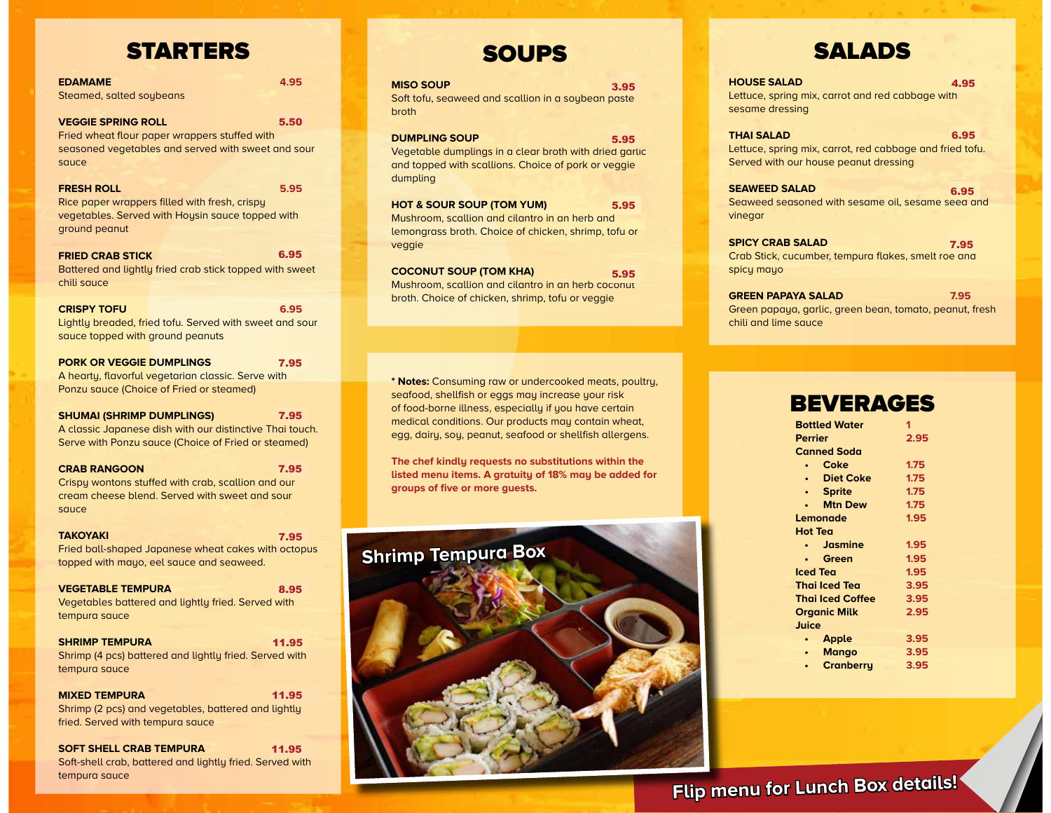## STARTERS

**EDAMAME** 4.95
Steamed, salted soybeans

**VEGGIE SPRING ROLL** 5.50
Fried wheat flour paper wrappers stuffed with seasoned vegetables and served with sweet and sour sauce

**FRESH ROLL** 5.95
Rice paper wrappers filled with fresh, crispy vegetables. Served with Hoysin sauce topped with ground peanut

**FRIED CRAB STICK** 6.95
Battered and lightly fried crab stick topped with sweet chili sauce

**CRISPY TOFU** 6.95
Lightly breaded, fried tofu. Served with sweet and sour sauce topped with ground peanuts

**PORK OR VEGGIE DUMPLINGS** 7.95
A hearty, flavorful vegetarian classic. Serve with Ponzu sauce (Choice of Fried or steamed)

**SHUMAI (SHRIMP DUMPLINGS)** 7.95
A classic Japanese dish with our distinctive Thai touch. Serve with Ponzu sauce (Choice of Fried or steamed)

**CRAB RANGOON** 7.95
Crispy wontons stuffed with crab, scallion and our cream cheese blend. Served with sweet and sour sauce

**TAKOYAKI** 7.95
Fried ball-shaped Japanese wheat cakes with octopus topped with mayo, eel sauce and seaweed.

**VEGETABLE TEMPURA** 8.95
Vegetables battered and lightly fried. Served with tempura sauce

**SHRIMP TEMPURA** 11.95
Shrimp (4 pcs) battered and lightly fried. Served with tempura sauce

**MIXED TEMPURA** 11.95
Shrimp (2 pcs) and vegetables, battered and lightly fried. Served with tempura sauce

**SOFT SHELL CRAB TEMPURA** 11.95
Soft-shell crab, battered and lightly fried. Served with tempura sauce

## SOUPS

**MISO SOUP** 3.95
Soft tofu, seaweed and scallion in a soybean paste broth

**DUMPLING SOUP** 5.95
Vegetable dumplings in a clear broth with dried garlic and topped with scallions. Choice of pork or veggie dumpling

**HOT & SOUR SOUP (TOM YUM)** 5.95
Mushroom, scallion and cilantro in an herb and lemongrass broth. Choice of chicken, shrimp, tofu or veggie

**COCONUT SOUP (TOM KHA)** 5.95
Mushroom, scallion and cilantro in an herb coconut broth. Choice of chicken, shrimp, tofu or veggie

*** Notes:** Consuming raw or undercooked meats, poultry, seafood, shellfish or eggs may increase your risk of food-borne illness, especially if you have certain medical conditions. Our products may contain wheat, egg, dairy, soy, peanut, seafood or shellfish allergens.

**The chef kindly requests no substitutions within the listed menu items. A gratuity of 18% may be added for groups of five or more guests.**

Shrimp Tempura Box

## SALADS

**HOUSE SALAD** 4.95
Lettuce, spring mix, carrot and red cabbage with sesame dressing

**THAI SALAD** 6.95
Lettuce, spring mix, carrot, red cabbage and fried tofu. Served with our house peanut dressing

**SEAWEED SALAD** 6.95
Seaweed seasoned with sesame oil, sesame seed and vinegar

**SPICY CRAB SALAD** 7.95
Crab Stick, cucumber, tempura flakes, smelt roe and spicy mayo

**GREEN PAPAYA SALAD** 7.95
Green papaya, garlic, green bean, tomato, peanut, fresh chili and lime sauce

## BEVERAGES

| Item | Price |
|---|---|
| **Bottled Water** | 1 |
| **Perrier** | 2.95 |
| **Canned Soda** | |
| • Coke | 1.75 |
| • Diet Coke | 1.75 |
| • Sprite | 1.75 |
| • Mtn Dew | 1.75 |
| **Lemonade** | 1.95 |
| **Hot Tea** | |
| • Jasmine | 1.95 |
| • Green | 1.95 |
| **Iced Tea** | 1.95 |
| **Thai Iced Tea** | 3.95 |
| **Thai Iced Coffee** | 3.95 |
| **Organic Milk** | 2.95 |
| **Juice** | |
| • Apple | 3.95 |
| • Mango | 3.95 |
| • Cranberry | 3.95 |

**Flip menu for Lunch Box details!**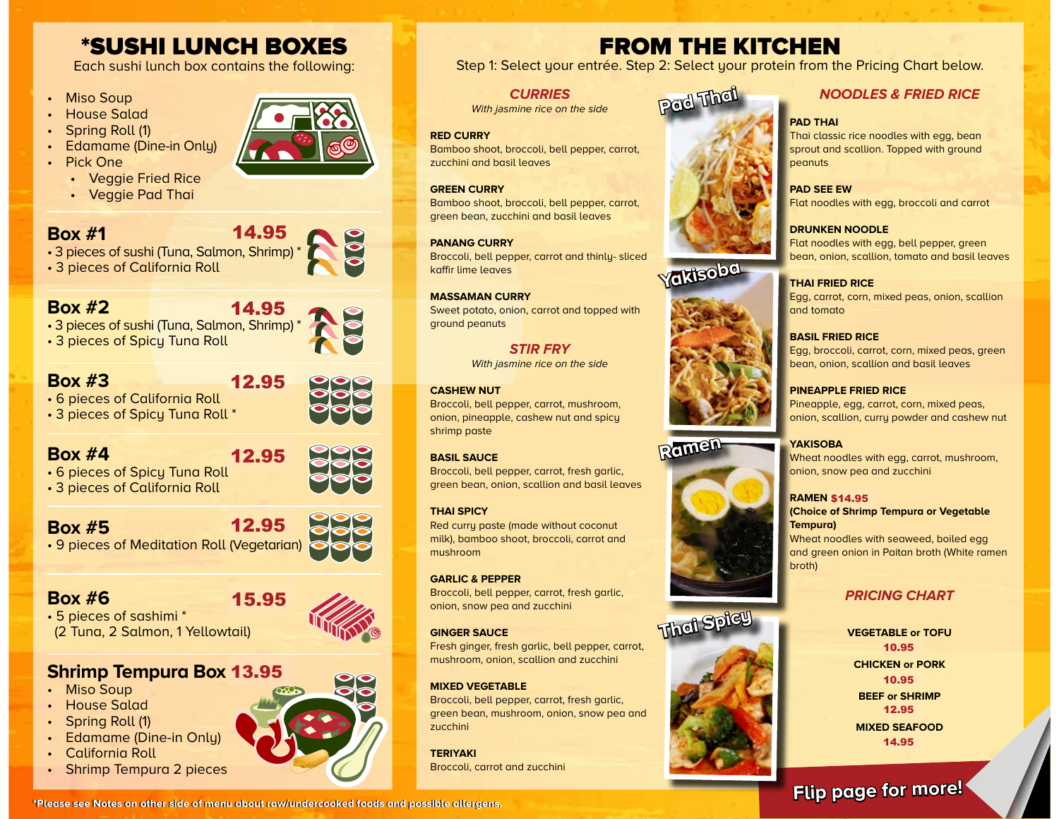# *SUSHI LUNCH BOXES

Each sushi lunch box contains the following:

- Miso Soup
- House Salad
- Spring Roll (1)
- Edamame (Dine-in Only)
- Pick One
  - Veggie Fried Rice
  - Veggie Pad Thai

## Box #1 14.95

- 3 pieces of sushi (Tuna, Salmon, Shrimp) *
- 3 pieces of California Roll

## Box #2 14.95

- 3 pieces of sushi (Tuna, Salmon, Shrimp) *
- 3 pieces of Spicy Tuna Roll

## Box #3 12.95

- 6 pieces of California Roll
- 3 pieces of Spicy Tuna Roll *

## Box #4 12.95

- 6 pieces of Spicy Tuna Roll
- 3 pieces of California Roll

## Box #5 12.95

- 9 pieces of Meditation Roll (Vegetarian)

## Box #6 15.95

- 5 pieces of sashimi *
  (2 Tuna, 2 Salmon, 1 Yellowtail)

## Shrimp Tempura Box 13.95

- Miso Soup
- House Salad
- Spring Roll (1)
- Edamame (Dine-in Only)
- California Roll
- Shrimp Tempura 2 pieces

*Please see Notes on other side of menu about raw/undercooked foods and possible allergens.

# FROM THE KITCHEN

Step 1: Select your entrée. Step 2: Select your protein from the Pricing Chart below.

## CURRIES

*With jasmine rice on the side*

**RED CURRY**
Bamboo shoot, broccoli, bell pepper, carrot, zucchini and basil leaves

**GREEN CURRY**
Bamboo shoot, broccoli, bell pepper, carrot, green bean, zucchini and basil leaves

**PANANG CURRY**
Broccoli, bell pepper, carrot and thinly- sliced kaffir lime leaves

**MASSAMAN CURRY**
Sweet potato, onion, carrot and topped with ground peanuts

## STIR FRY

*With jasmine rice on the side*

**CASHEW NUT**
Broccoli, bell pepper, carrot, mushroom, onion, pineapple, cashew nut and spicy shrimp paste

**BASIL SAUCE**
Broccoli, bell pepper, carrot, fresh garlic, green bean, onion, scallion and basil leaves

**THAI SPICY**
Red curry paste (made without coconut milk), bamboo shoot, broccoli, carrot and mushroom

**GARLIC & PEPPER**
Broccoli, bell pepper, carrot, fresh garlic, onion, snow pea and zucchini

**GINGER SAUCE**
Fresh ginger, fresh garlic, bell pepper, carrot, mushroom, onion, scallion and zucchini

**MIXED VEGETABLE**
Broccoli, bell pepper, carrot, fresh garlic, green bean, mushroom, onion, snow pea and zucchini

**TERIYAKI**
Broccoli, carrot and zucchini

Pad Thai

Yakisoba

Ramen

Thai Spicy

## NOODLES & FRIED RICE

**PAD THAI**
Thai classic rice noodles with egg, bean sprout and scallion. Topped with ground peanuts

**PAD SEE EW**
Flat noodles with egg, broccoli and carrot

**DRUNKEN NOODLE**
Flat noodles with egg, bell pepper, green bean, onion, scallion, tomato and basil leaves

**THAI FRIED RICE**
Egg, carrot, corn, mixed peas, onion, scallion and tomato

**BASIL FRIED RICE**
Egg, broccoli, carrot, corn, mixed peas, green bean, onion, scallion and basil leaves

**PINEAPPLE FRIED RICE**
Pineapple, egg, carrot, corn, mixed peas, onion, scallion, curry powder and cashew nut

**YAKISOBA**
Wheat noodles with egg, carrot, mushroom, onion, snow pea and zucchini

**RAMEN $14.95**
**(Choice of Shrimp Tempura or Vegetable Tempura)**
Wheat noodles with seaweed, boiled egg and green onion in Paitan broth (White ramen broth)

## PRICING CHART

**VEGETABLE or TOFU**
10.95

**CHICKEN or PORK**
10.95

**BEEF or SHRIMP**
12.95

**MIXED SEAFOOD**
14.95

Flip page for more!